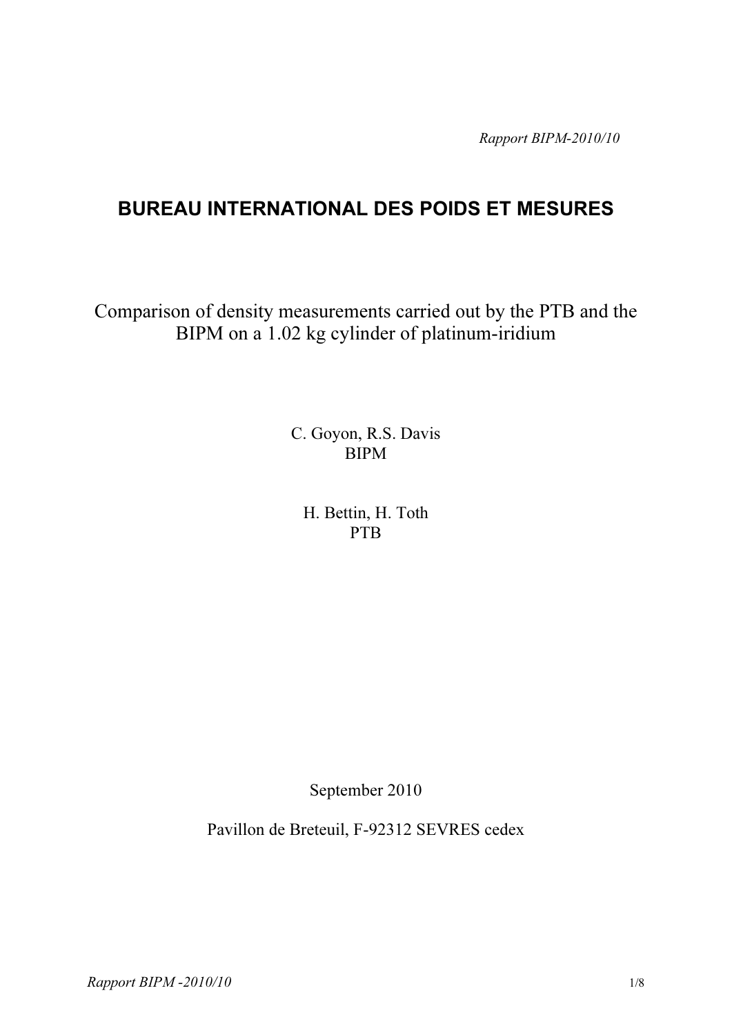*Rapport BIPM-2010/10*

# BUREAU INTERNATIONAL DES POIDS ET MESURES

## Comparison of density measurements carried out by the PTB and the BIPM on a 1.02 kg cylinder of platinum-iridium

C. Goyon, R.S. Davis
BIPM

H. Bettin, H. Toth
PTB

September 2010

Pavillon de Breteuil, F-92312 SEVRES cedex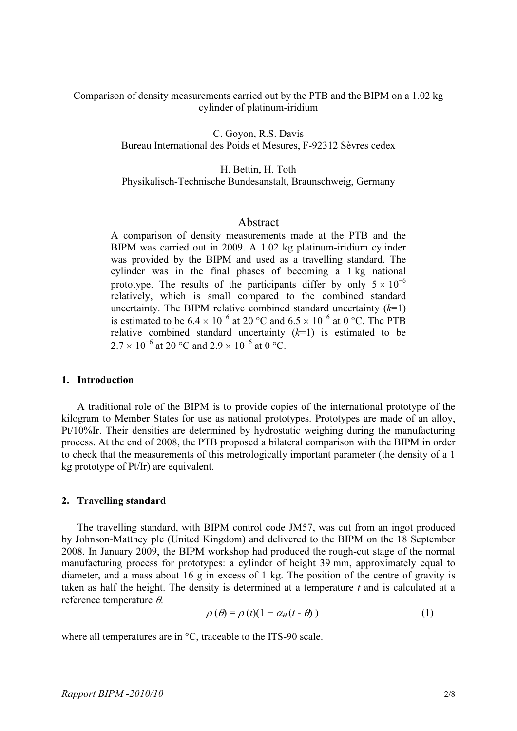Comparison of density measurements carried out by the PTB and the BIPM on a 1.02 kg cylinder of platinum-iridium

C. Goyon, R.S. Davis
Bureau International des Poids et Mesures, F-92312 Sèvres cedex

H. Bettin, H. Toth
Physikalisch-Technische Bundesanstalt, Braunschweig, Germany

## Abstract

A comparison of density measurements made at the PTB and the BIPM was carried out in 2009. A 1.02 kg platinum-iridium cylinder was provided by the BIPM and used as a travelling standard. The cylinder was in the final phases of becoming a 1 kg national prototype. The results of the participants differ by only $5 \times 10^{-6}$ relatively, which is small compared to the combined standard uncertainty. The BIPM relative combined standard uncertainty ($k$=1) is estimated to be $6.4 \times 10^{-6}$ at 20 °C and $6.5 \times 10^{-6}$ at 0 °C. The PTB relative combined standard uncertainty ($k$=1) is estimated to be $2.7 \times 10^{-6}$ at 20 °C and $2.9 \times 10^{-6}$ at 0 °C.

## 1. Introduction

A traditional role of the BIPM is to provide copies of the international prototype of the kilogram to Member States for use as national prototypes. Prototypes are made of an alloy, Pt/10%Ir. Their densities are determined by hydrostatic weighing during the manufacturing process. At the end of 2008, the PTB proposed a bilateral comparison with the BIPM in order to check that the measurements of this metrologically important parameter (the density of a 1 kg prototype of Pt/Ir) are equivalent.

## 2. Travelling standard

The travelling standard, with BIPM control code JM57, was cut from an ingot produced by Johnson-Matthey plc (United Kingdom) and delivered to the BIPM on the 18 September 2008. In January 2009, the BIPM workshop had produced the rough-cut stage of the normal manufacturing process for prototypes: a cylinder of height 39 mm, approximately equal to diameter, and a mass about 16 g in excess of 1 kg. The position of the centre of gravity is taken as half the height. The density is determined at a temperature $t$ and is calculated at a reference temperature $\theta$.

$$\rho(\theta) = \rho(t)(1 + \alpha_{\theta}(t - \theta)) \qquad (1)$$

where all temperatures are in °C, traceable to the ITS-90 scale.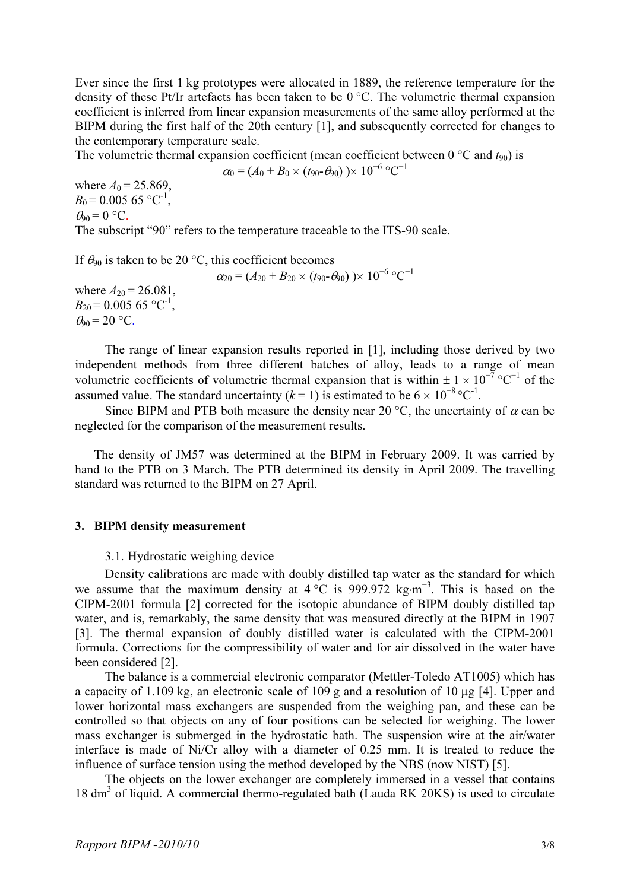Ever since the first 1 kg prototypes were allocated in 1889, the reference temperature for the density of these Pt/Ir artefacts has been taken to be 0 °C. The volumetric thermal expansion coefficient is inferred from linear expansion measurements of the same alloy performed at the BIPM during the first half of the 20th century [1], and subsequently corrected for changes to the contemporary temperature scale.

The volumetric thermal expansion coefficient (mean coefficient between 0 °C and $t_{90}$) is

$$\alpha_0 = (A_0 + B_0 \times (t_{90}\text{-}\theta_{90}))\times 10^{-6}\ °\mathrm{C}^{-1}$$

where $A_0 = 25.869$,
$B_0 = 0.005\ 65\ °\mathrm{C}^{-1}$,
$\theta_{90} = 0\ °\mathrm{C}$.
The subscript "90" refers to the temperature traceable to the ITS-90 scale.

If $\theta_{90}$ is taken to be 20 °C, this coefficient becomes

$$\alpha_{20} = (A_{20} + B_{20} \times (t_{90}\text{-}\theta_{90}))\times 10^{-6}\ °\mathrm{C}^{-1}$$

where $A_{20} = 26.081$,
$B_{20} = 0.005\ 65\ °\mathrm{C}^{-1}$,
$\theta_{90} = 20\ °\mathrm{C}$.

The range of linear expansion results reported in [1], including those derived by two independent methods from three different batches of alloy, leads to a range of mean volumetric coefficients of volumetric thermal expansion that is within $\pm 1 \times 10^{-7}\ °\mathrm{C}^{-1}$ of the assumed value. The standard uncertainty ($k = 1$) is estimated to be $6 \times 10^{-8}\ °\mathrm{C}^{-1}$.

Since BIPM and PTB both measure the density near 20 °C, the uncertainty of $\alpha$ can be neglected for the comparison of the measurement results.

The density of JM57 was determined at the BIPM in February 2009. It was carried by hand to the PTB on 3 March. The PTB determined its density in April 2009. The travelling standard was returned to the BIPM on 27 April.

## 3. BIPM density measurement

### 3.1. Hydrostatic weighing device

Density calibrations are made with doubly distilled tap water as the standard for which we assume that the maximum density at 4 °C is 999.972 kg·m$^{-3}$. This is based on the CIPM-2001 formula [2] corrected for the isotopic abundance of BIPM doubly distilled tap water, and is, remarkably, the same density that was measured directly at the BIPM in 1907 [3]. The thermal expansion of doubly distilled water is calculated with the CIPM-2001 formula. Corrections for the compressibility of water and for air dissolved in the water have been considered [2].

The balance is a commercial electronic comparator (Mettler-Toledo AT1005) which has a capacity of 1.109 kg, an electronic scale of 109 g and a resolution of 10 µg [4]. Upper and lower horizontal mass exchangers are suspended from the weighing pan, and these can be controlled so that objects on any of four positions can be selected for weighing. The lower mass exchanger is submerged in the hydrostatic bath. The suspension wire at the air/water interface is made of Ni/Cr alloy with a diameter of 0.25 mm. It is treated to reduce the influence of surface tension using the method developed by the NBS (now NIST) [5].

The objects on the lower exchanger are completely immersed in a vessel that contains 18 dm$^3$ of liquid. A commercial thermo-regulated bath (Lauda RK 20KS) is used to circulate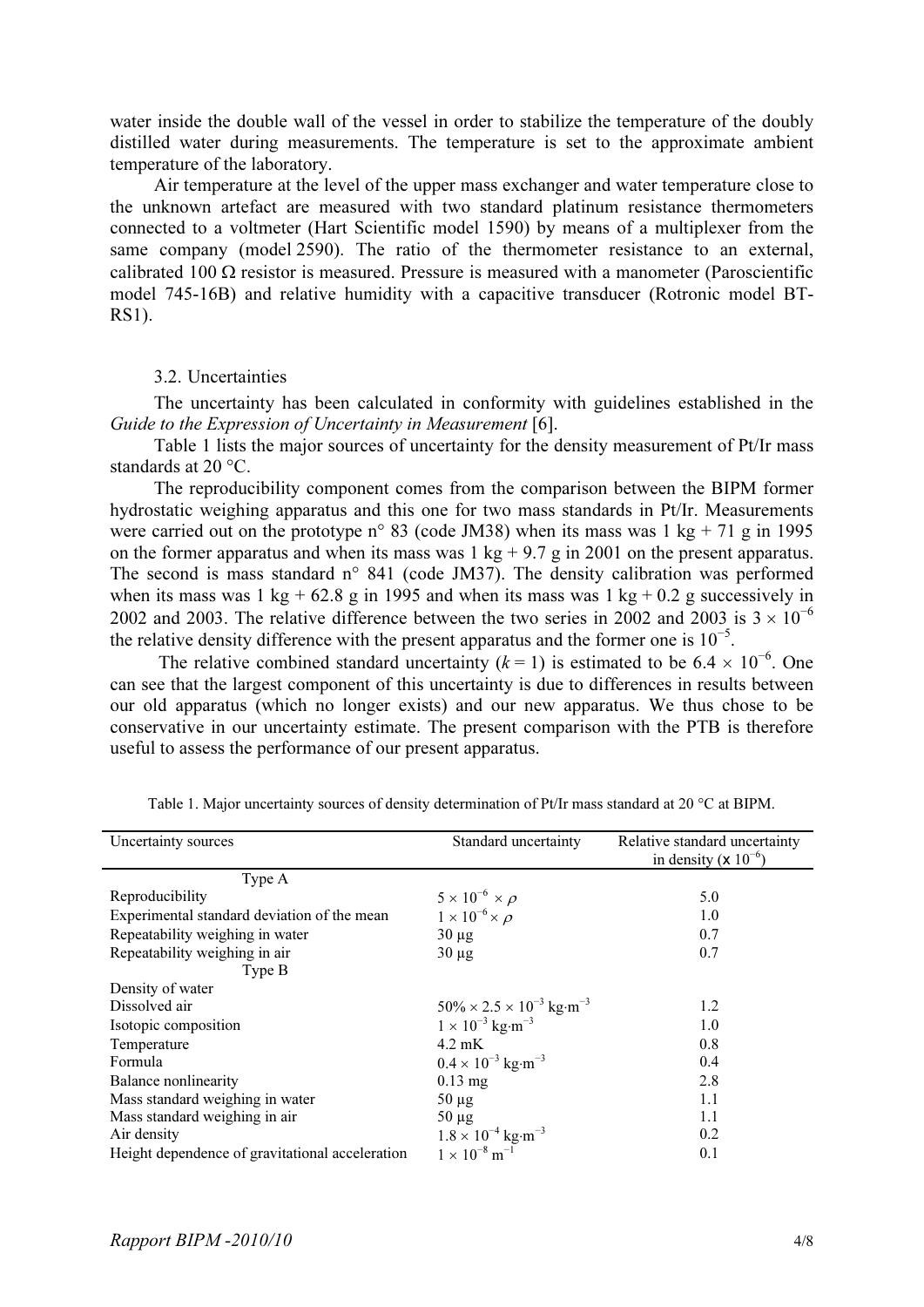water inside the double wall of the vessel in order to stabilize the temperature of the doubly distilled water during measurements. The temperature is set to the approximate ambient temperature of the laboratory.

Air temperature at the level of the upper mass exchanger and water temperature close to the unknown artefact are measured with two standard platinum resistance thermometers connected to a voltmeter (Hart Scientific model 1590) by means of a multiplexer from the same company (model 2590). The ratio of the thermometer resistance to an external, calibrated 100 Ω resistor is measured. Pressure is measured with a manometer (Paroscientific model 745-16B) and relative humidity with a capacitive transducer (Rotronic model BT-RS1).

### 3.2. Uncertainties

The uncertainty has been calculated in conformity with guidelines established in the *Guide to the Expression of Uncertainty in Measurement* [6].

Table 1 lists the major sources of uncertainty for the density measurement of Pt/Ir mass standards at 20 °C.

The reproducibility component comes from the comparison between the BIPM former hydrostatic weighing apparatus and this one for two mass standards in Pt/Ir. Measurements were carried out on the prototype n° 83 (code JM38) when its mass was 1 kg + 71 g in 1995 on the former apparatus and when its mass was 1 kg + 9.7 g in 2001 on the present apparatus. The second is mass standard n° 841 (code JM37). The density calibration was performed when its mass was 1 kg + 62.8 g in 1995 and when its mass was 1 kg + 0.2 g successively in 2002 and 2003. The relative difference between the two series in 2002 and 2003 is $3 \times 10^{-6}$ the relative density difference with the present apparatus and the former one is $10^{-5}$.

The relative combined standard uncertainty ($k = 1$) is estimated to be $6.4 \times 10^{-6}$. One can see that the largest component of this uncertainty is due to differences in results between our old apparatus (which no longer exists) and our new apparatus. We thus chose to be conservative in our uncertainty estimate. The present comparison with the PTB is therefore useful to assess the performance of our present apparatus.

Table 1. Major uncertainty sources of density determination of Pt/Ir mass standard at 20 °C at BIPM.

| Uncertainty sources | Standard uncertainty | Relative standard uncertainty in density ($\times 10^{-6}$) |
|---|---|---|
| Type A | | |
| Reproducibility | $5 \times 10^{-6} \times \rho$ | 5.0 |
| Experimental standard deviation of the mean | $1 \times 10^{-6} \times \rho$ | 1.0 |
| Repeatability weighing in water | 30 µg | 0.7 |
| Repeatability weighing in air | 30 µg | 0.7 |
| Type B | | |
| Density of water | | |
| Dissolved air | $50\% \times 2.5 \times 10^{-3}$ kg·m$^{-3}$ | 1.2 |
| Isotopic composition | $1 \times 10^{-3}$ kg·m$^{-3}$ | 1.0 |
| Temperature | 4.2 mK | 0.8 |
| Formula | $0.4 \times 10^{-3}$ kg·m$^{-3}$ | 0.4 |
| Balance nonlinearity | 0.13 mg | 2.8 |
| Mass standard weighing in water | 50 µg | 1.1 |
| Mass standard weighing in air | 50 µg | 1.1 |
| Air density | $1.8 \times 10^{-4}$ kg·m$^{-3}$ | 0.2 |
| Height dependence of gravitational acceleration | $1 \times 10^{-8}$ m$^{-1}$ | 0.1 |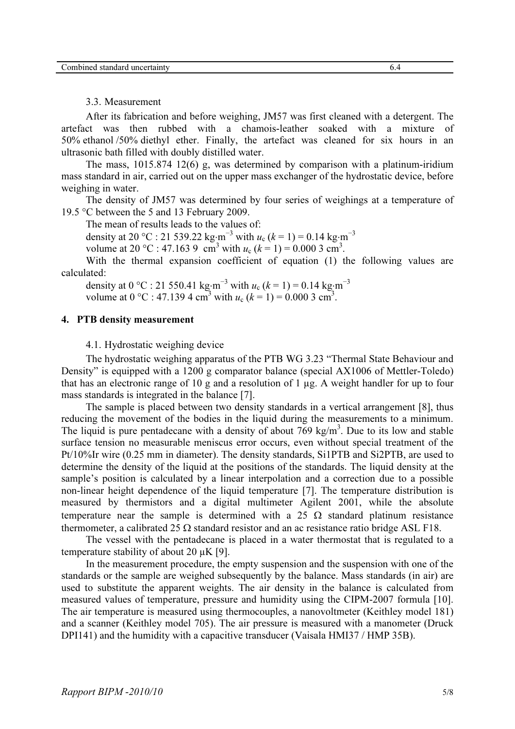| Combined standard uncertainty | 6.4 |
| --- | --- |

3.3. Measurement

After its fabrication and before weighing, JM57 was first cleaned with a detergent. The artefact was then rubbed with a chamois-leather soaked with a mixture of 50% ethanol /50% diethyl ether. Finally, the artefact was cleaned for six hours in an ultrasonic bath filled with doubly distilled water.

The mass, 1015.874 12(6) g, was determined by comparison with a platinum-iridium mass standard in air, carried out on the upper mass exchanger of the hydrostatic device, before weighing in water.

The density of JM57 was determined by four series of weighings at a temperature of 19.5 °C between the 5 and 13 February 2009.

The mean of results leads to the values of:

density at 20 °C : 21 539.22 kg·m$^{-3}$ with $u_c$ ($k$ = 1) = 0.14 kg·m$^{-3}$

volume at 20 °C : 47.163 9 cm$^3$ with $u_c$ ($k$ = 1) = 0.000 3 cm$^3$.

With the thermal expansion coefficient of equation (1) the following values are calculated:

density at 0 °C : 21 550.41 kg·m$^{-3}$ with $u_c$ ($k$ = 1) = 0.14 kg·m$^{-3}$

volume at 0 °C : 47.139 4 cm$^3$ with $u_c$ ($k$ = 1) = 0.000 3 cm$^3$.

## 4. PTB density measurement

4.1. Hydrostatic weighing device

The hydrostatic weighing apparatus of the PTB WG 3.23 "Thermal State Behaviour and Density" is equipped with a 1200 g comparator balance (special AX1006 of Mettler-Toledo) that has an electronic range of 10 g and a resolution of 1 µg. A weight handler for up to four mass standards is integrated in the balance [7].

The sample is placed between two density standards in a vertical arrangement [8], thus reducing the movement of the bodies in the liquid during the measurements to a minimum. The liquid is pure pentadecane with a density of about 769 kg/m$^3$. Due to its low and stable surface tension no measurable meniscus error occurs, even without special treatment of the Pt/10%Ir wire (0.25 mm in diameter). The density standards, Si1PTB and Si2PTB, are used to determine the density of the liquid at the positions of the standards. The liquid density at the sample's position is calculated by a linear interpolation and a correction due to a possible non-linear height dependence of the liquid temperature [7]. The temperature distribution is measured by thermistors and a digital multimeter Agilent 2001, while the absolute temperature near the sample is determined with a 25 Ω standard platinum resistance thermometer, a calibrated 25 Ω standard resistor and an ac resistance ratio bridge ASL F18.

The vessel with the pentadecane is placed in a water thermostat that is regulated to a temperature stability of about 20 µK [9].

In the measurement procedure, the empty suspension and the suspension with one of the standards or the sample are weighed subsequently by the balance. Mass standards (in air) are used to substitute the apparent weights. The air density in the balance is calculated from measured values of temperature, pressure and humidity using the CIPM-2007 formula [10]. The air temperature is measured using thermocouples, a nanovoltmeter (Keithley model 181) and a scanner (Keithley model 705). The air pressure is measured with a manometer (Druck DPI141) and the humidity with a capacitive transducer (Vaisala HMI37 / HMP 35B).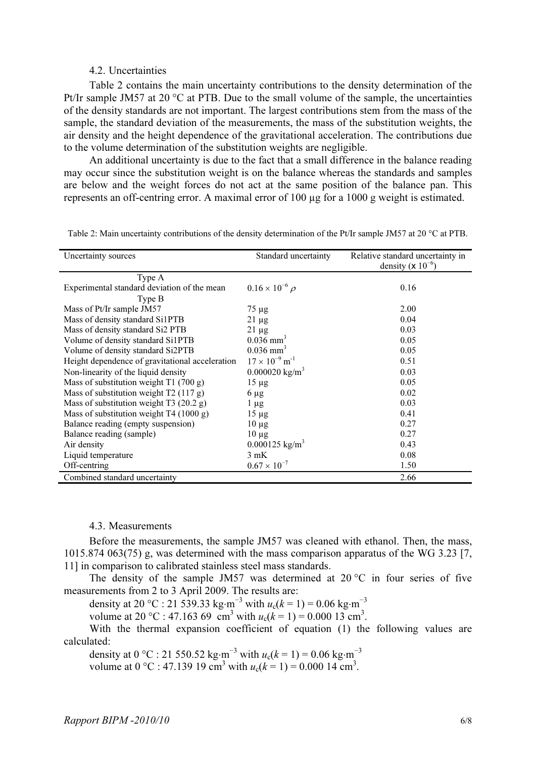### 4.2. Uncertainties

Table 2 contains the main uncertainty contributions to the density determination of the Pt/Ir sample JM57 at 20 °C at PTB. Due to the small volume of the sample, the uncertainties of the density standards are not important. The largest contributions stem from the mass of the sample, the standard deviation of the measurements, the mass of the substitution weights, the air density and the height dependence of the gravitational acceleration. The contributions due to the volume determination of the substitution weights are negligible.

An additional uncertainty is due to the fact that a small difference in the balance reading may occur since the substitution weight is on the balance whereas the standards and samples are below and the weight forces do not act at the same position of the balance pan. This represents an off-centring error. A maximal error of 100 µg for a 1000 g weight is estimated.

Table 2: Main uncertainty contributions of the density determination of the Pt/Ir sample JM57 at 20 °C at PTB.

| Uncertainty sources | Standard uncertainty | Relative standard uncertainty in density ($\times 10^{-6}$) |
|---|---|---|
| Type A | | |
| Experimental standard deviation of the mean | $0.16 \times 10^{-6}\,\rho$ | 0.16 |
| Type B | | |
| Mass of Pt/Ir sample JM57 | 75 µg | 2.00 |
| Mass of density standard Si1PTB | 21 µg | 0.04 |
| Mass of density standard Si2 PTB | 21 µg | 0.03 |
| Volume of density standard Si1PTB | 0.036 $\text{mm}^3$ | 0.05 |
| Volume of density standard Si2PTB | 0.036 $\text{mm}^3$ | 0.05 |
| Height dependence of gravitational acceleration | $17 \times 10^{-9}\,\text{m}^{-1}$ | 0.51 |
| Non-linearity of the liquid density | 0.000020 $\text{kg/m}^3$ | 0.03 |
| Mass of substitution weight T1 (700 g) | 15 µg | 0.05 |
| Mass of substitution weight T2 (117 g) | 6 µg | 0.02 |
| Mass of substitution weight T3 (20.2 g) | 1 µg | 0.03 |
| Mass of substitution weight T4 (1000 g) | 15 µg | 0.41 |
| Balance reading (empty suspension) | 10 µg | 0.27 |
| Balance reading (sample) | 10 µg | 0.27 |
| Air density | 0.000125 $\text{kg/m}^3$ | 0.43 |
| Liquid temperature | 3 mK | 0.08 |
| Off-centring | $0.67 \times 10^{-7}$ | 1.50 |
| Combined standard uncertainty | | 2.66 |

### 4.3. Measurements

Before the measurements, the sample JM57 was cleaned with ethanol. Then, the mass, 1015.874 063(75) g, was determined with the mass comparison apparatus of the WG 3.23 [7, 11] in comparison to calibrated stainless steel mass standards.

The density of the sample JM57 was determined at 20 °C in four series of five measurements from 2 to 3 April 2009. The results are:

density at 20 °C : 21 539.33 $\text{kg}\cdot\text{m}^{-3}$ with $u_c(k = 1) = 0.06\ \text{kg}\cdot\text{m}^{-3}$

volume at 20 °C : 47.163 69 $\text{cm}^3$ with $u_c(k = 1) = 0.000\ 13\ \text{cm}^3$.

With the thermal expansion coefficient of equation (1) the following values are calculated:

density at 0 °C : 21 550.52 $\text{kg}\cdot\text{m}^{-3}$ with $u_c(k = 1) = 0.06\ \text{kg}\cdot\text{m}^{-3}$

volume at 0 °C : 47.139 19 $\text{cm}^3$ with $u_c(k = 1) = 0.000\ 14\ \text{cm}^3$.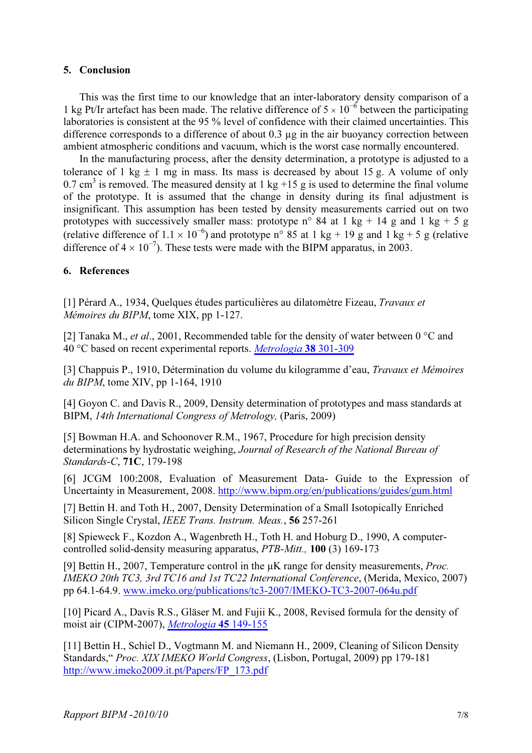## 5. Conclusion

This was the first time to our knowledge that an inter-laboratory density comparison of a 1 kg Pt/Ir artefact has been made. The relative difference of $5 \times 10^{-6}$ between the participating laboratories is consistent at the 95 % level of confidence with their claimed uncertainties. This difference corresponds to a difference of about 0.3 µg in the air buoyancy correction between ambient atmospheric conditions and vacuum, which is the worst case normally encountered.

In the manufacturing process, after the density determination, a prototype is adjusted to a tolerance of 1 kg ± 1 mg in mass. Its mass is decreased by about 15 g. A volume of only 0.7 $cm^3$ is removed. The measured density at 1 kg +15 g is used to determine the final volume of the prototype. It is assumed that the change in density during its final adjustment is insignificant. This assumption has been tested by density measurements carried out on two prototypes with successively smaller mass: prototype n° 84 at 1 kg + 14 g and 1 kg + 5 g (relative difference of $1.1 \times 10^{-6}$) and prototype n° 85 at 1 kg + 19 g and 1 kg + 5 g (relative difference of $4 \times 10^{-7}$). These tests were made with the BIPM apparatus, in 2003.

## 6. References

[1] Pérard A., 1934, Quelques études particulières au dilatomètre Fizeau, *Travaux et Mémoires du BIPM*, tome XIX, pp 1-127.

[2] Tanaka M., *et al*., 2001, Recommended table for the density of water between 0 °C and 40 °C based on recent experimental reports. *Metrologia* **38** 301-309

[3] Chappuis P., 1910, Détermination du volume du kilogramme d'eau, *Travaux et Mémoires du BIPM*, tome XIV, pp 1-164, 1910

[4] Goyon C. and Davis R., 2009, Density determination of prototypes and mass standards at BIPM, *14th International Congress of Metrology,* (Paris, 2009)

[5] Bowman H.A. and Schoonover R.M., 1967, Procedure for high precision density determinations by hydrostatic weighing, *Journal of Research of the National Bureau of Standards-C*, **71C**, 179-198

[6] JCGM 100:2008, Evaluation of Measurement Data- Guide to the Expression of Uncertainty in Measurement, 2008. http://www.bipm.org/en/publications/guides/gum.html

[7] Bettin H. and Toth H., 2007, Density Determination of a Small Isotopically Enriched Silicon Single Crystal, *IEEE Trans. Instrum. Meas.*, **56** 257-261

[8] Spieweck F., Kozdon A., Wagenbreth H., Toth H. and Hoburg D., 1990, A computer-controlled solid-density measuring apparatus, *PTB-Mitt.,* **100** (3) 169-173

[9] Bettin H., 2007, Temperature control in the µK range for density measurements, *Proc. IMEKO 20th TC3, 3rd TC16 and 1st TC22 International Conference*, (Merida, Mexico, 2007) pp 64.1-64.9. www.imeko.org/publications/tc3-2007/IMEKO-TC3-2007-064u.pdf

[10] Picard A., Davis R.S., Gläser M. and Fujii K., 2008, Revised formula for the density of moist air (CIPM-2007), *Metrologia* **45** 149-155

[11] Bettin H., Schiel D., Vogtmann M. and Niemann H., 2009, Cleaning of Silicon Density Standards," *Proc. XIX IMEKO World Congress*, (Lisbon, Portugal, 2009) pp 179-181 http://www.imeko2009.it.pt/Papers/FP_173.pdf